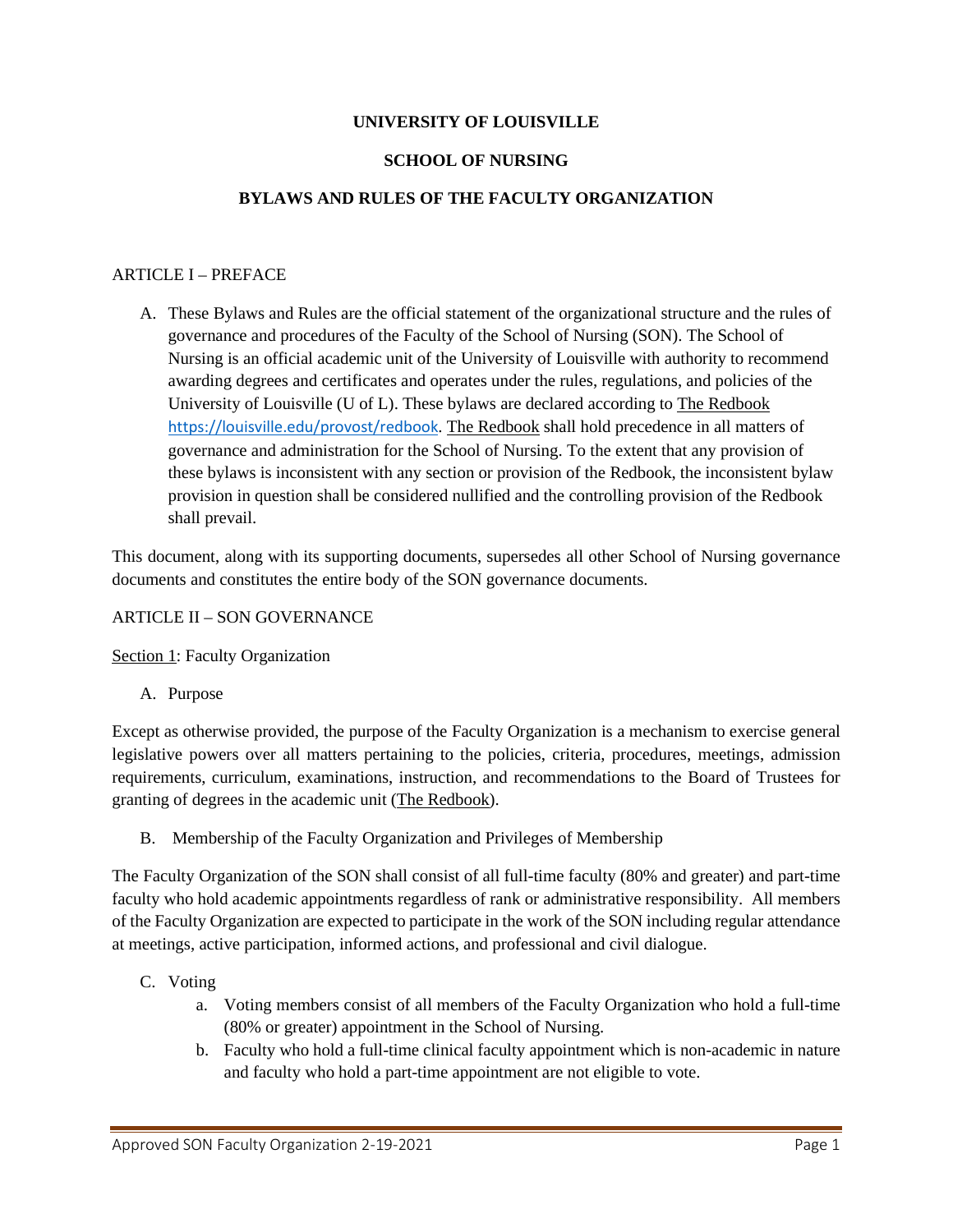# UNIVERSITY OF LOUISVILLE

## SCHOOL OF NURSING

## BYLAWS AND RULES OF THE FACULTY ORGANIZATION

ARTICLE I – PREFACE

A. These Bylaws and Rules are the official statement of the organizational structure and the rules of governance and procedures of the Faculty of the School of Nursing (SON). The School of Nursing is an official academic unit of the University of Louisville with authority to recommend awarding degrees and certificates and operates under the rules, regulations, and policies of the University of Louisville (U of L). These bylaws are declared according to The Redbook https://louisville.edu/provost/redbook. The Redbook shall hold precedence in all matters of governance and administration for the School of Nursing. To the extent that any provision of these bylaws is inconsistent with any section or provision of the Redbook, the inconsistent bylaw provision in question shall be considered nullified and the controlling provision of the Redbook shall prevail.

This document, along with its supporting documents, supersedes all other School of Nursing governance documents and constitutes the entire body of the SON governance documents.

ARTICLE II – SON GOVERNANCE

Section 1: Faculty Organization

A. Purpose

Except as otherwise provided, the purpose of the Faculty Organization is a mechanism to exercise general legislative powers over all matters pertaining to the policies, criteria, procedures, meetings, admission requirements, curriculum, examinations, instruction, and recommendations to the Board of Trustees for granting of degrees in the academic unit (The Redbook).

B. Membership of the Faculty Organization and Privileges of Membership

The Faculty Organization of the SON shall consist of all full-time faculty (80% and greater) and part-time faculty who hold academic appointments regardless of rank or administrative responsibility. All members of the Faculty Organization are expected to participate in the work of the SON including regular attendance at meetings, active participation, informed actions, and professional and civil dialogue.

C. Voting

a. Voting members consist of all members of the Faculty Organization who hold a full-time (80% or greater) appointment in the School of Nursing.
b. Faculty who hold a full-time clinical faculty appointment which is non-academic in nature and faculty who hold a part-time appointment are not eligible to vote.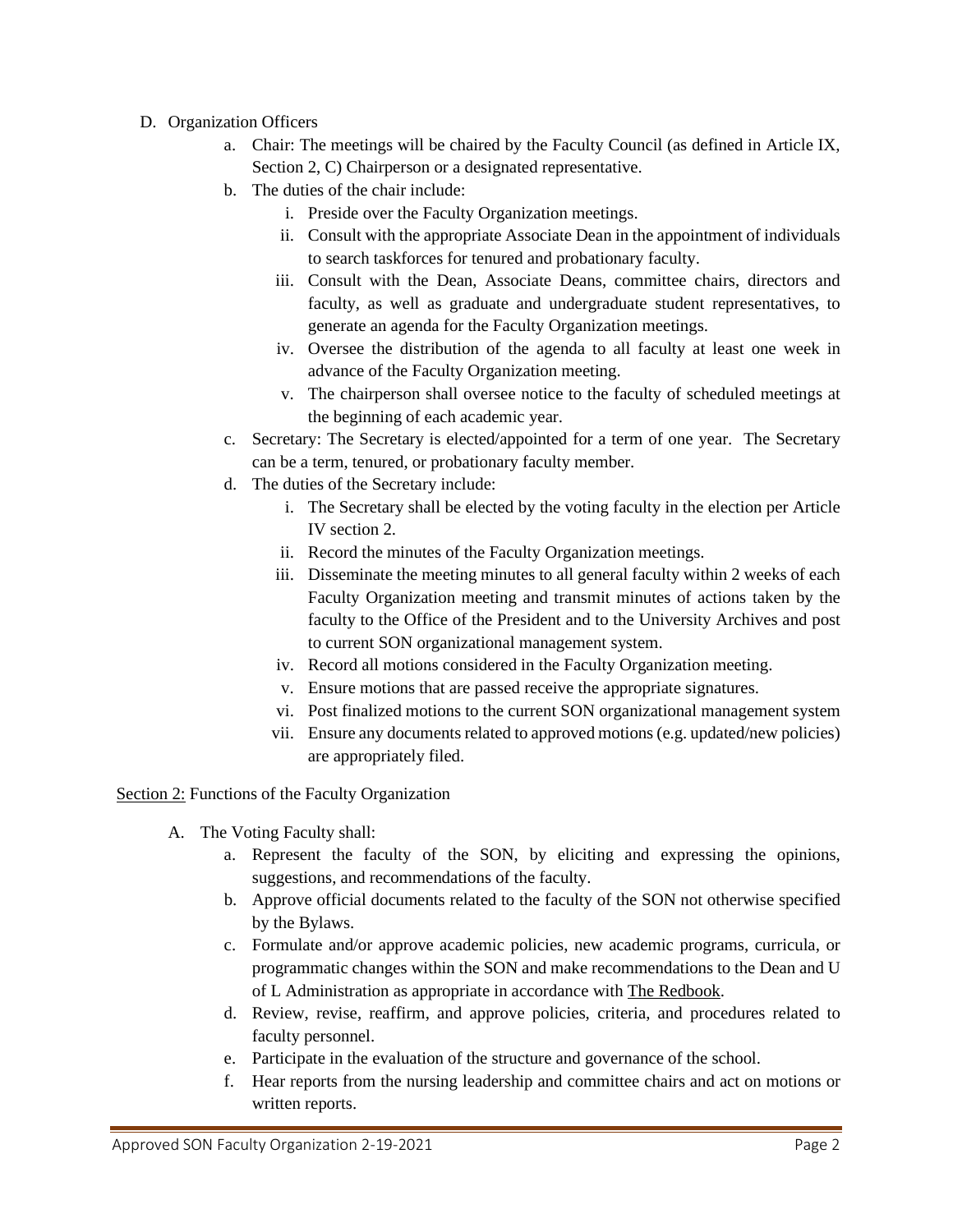D. Organization Officers

   a. Chair: The meetings will be chaired by the Faculty Council (as defined in Article IX, Section 2, C) Chairperson or a designated representative.

   b. The duties of the chair include:

      i. Preside over the Faculty Organization meetings.

      ii. Consult with the appropriate Associate Dean in the appointment of individuals to search taskforces for tenured and probationary faculty.

      iii. Consult with the Dean, Associate Deans, committee chairs, directors and faculty, as well as graduate and undergraduate student representatives, to generate an agenda for the Faculty Organization meetings.

      iv. Oversee the distribution of the agenda to all faculty at least one week in advance of the Faculty Organization meeting.

      v. The chairperson shall oversee notice to the faculty of scheduled meetings at the beginning of each academic year.

   c. Secretary: The Secretary is elected/appointed for a term of one year. The Secretary can be a term, tenured, or probationary faculty member.

   d. The duties of the Secretary include:

      i. The Secretary shall be elected by the voting faculty in the election per Article IV section 2.

      ii. Record the minutes of the Faculty Organization meetings.

      iii. Disseminate the meeting minutes to all general faculty within 2 weeks of each Faculty Organization meeting and transmit minutes of actions taken by the faculty to the Office of the President and to the University Archives and post to current SON organizational management system.

      iv. Record all motions considered in the Faculty Organization meeting.

      v. Ensure motions that are passed receive the appropriate signatures.

      vi. Post finalized motions to the current SON organizational management system

      vii. Ensure any documents related to approved motions (e.g. updated/new policies) are appropriately filed.

<u>Section 2:</u> Functions of the Faculty Organization

A. The Voting Faculty shall:

   a. Represent the faculty of the SON, by eliciting and expressing the opinions, suggestions, and recommendations of the faculty.

   b. Approve official documents related to the faculty of the SON not otherwise specified by the Bylaws.

   c. Formulate and/or approve academic policies, new academic programs, curricula, or programmatic changes within the SON and make recommendations to the Dean and U of L Administration as appropriate in accordance with <u>The Redbook</u>.

   d. Review, revise, reaffirm, and approve policies, criteria, and procedures related to faculty personnel.

   e. Participate in the evaluation of the structure and governance of the school.

   f. Hear reports from the nursing leadership and committee chairs and act on motions or written reports.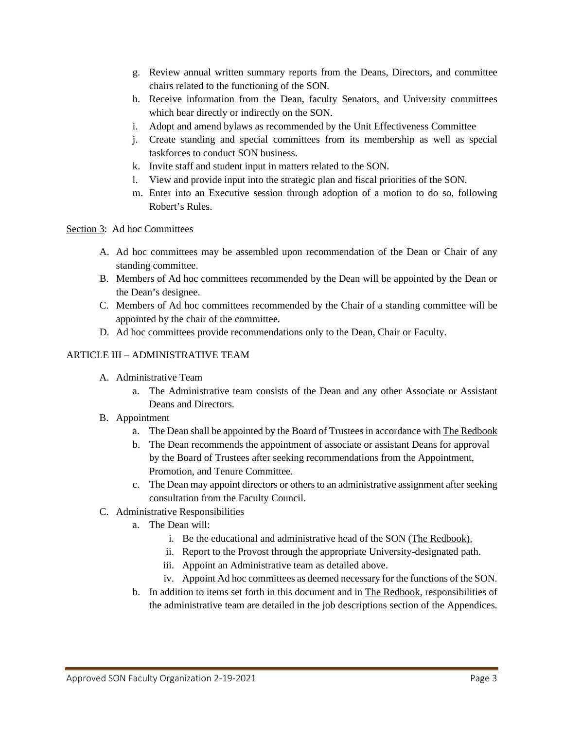g. Review annual written summary reports from the Deans, Directors, and committee chairs related to the functioning of the SON.
h. Receive information from the Dean, faculty Senators, and University committees which bear directly or indirectly on the SON.
i. Adopt and amend bylaws as recommended by the Unit Effectiveness Committee
j. Create standing and special committees from its membership as well as special taskforces to conduct SON business.
k. Invite staff and student input in matters related to the SON.
l. View and provide input into the strategic plan and fiscal priorities of the SON.
m. Enter into an Executive session through adoption of a motion to do so, following Robert's Rules.

Section 3: Ad hoc Committees

A. Ad hoc committees may be assembled upon recommendation of the Dean or Chair of any standing committee.
B. Members of Ad hoc committees recommended by the Dean will be appointed by the Dean or the Dean's designee.
C. Members of Ad hoc committees recommended by the Chair of a standing committee will be appointed by the chair of the committee.
D. Ad hoc committees provide recommendations only to the Dean, Chair or Faculty.

ARTICLE III – ADMINISTRATIVE TEAM

A. Administrative Team
   a. The Administrative team consists of the Dean and any other Associate or Assistant Deans and Directors.
B. Appointment
   a. The Dean shall be appointed by the Board of Trustees in accordance with The Redbook
   b. The Dean recommends the appointment of associate or assistant Deans for approval by the Board of Trustees after seeking recommendations from the Appointment, Promotion, and Tenure Committee.
   c. The Dean may appoint directors or others to an administrative assignment after seeking consultation from the Faculty Council.
C. Administrative Responsibilities
   a. The Dean will:
      i. Be the educational and administrative head of the SON (The Redbook).
      ii. Report to the Provost through the appropriate University-designated path.
      iii. Appoint an Administrative team as detailed above.
      iv. Appoint Ad hoc committees as deemed necessary for the functions of the SON.
   b. In addition to items set forth in this document and in The Redbook, responsibilities of the administrative team are detailed in the job descriptions section of the Appendices.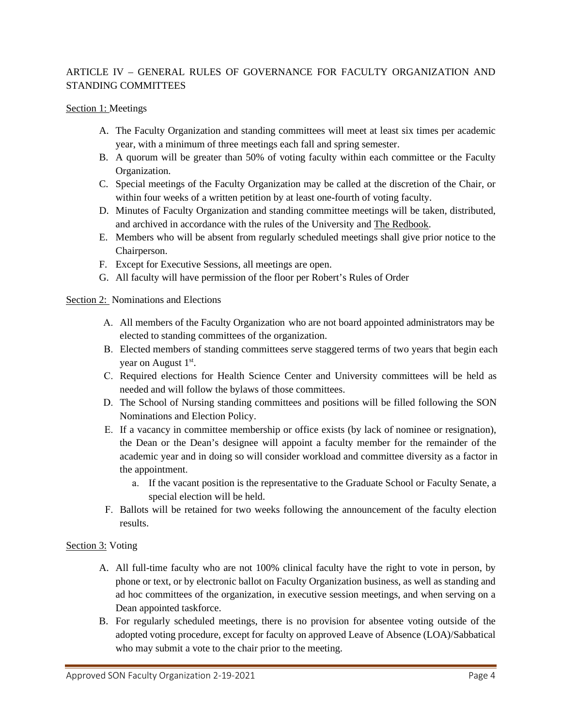## ARTICLE IV – GENERAL RULES OF GOVERNANCE FOR FACULTY ORGANIZATION AND STANDING COMMITTEES

Section 1: Meetings

A. The Faculty Organization and standing committees will meet at least six times per academic year, with a minimum of three meetings each fall and spring semester.
B. A quorum will be greater than 50% of voting faculty within each committee or the Faculty Organization.
C. Special meetings of the Faculty Organization may be called at the discretion of the Chair, or within four weeks of a written petition by at least one-fourth of voting faculty.
D. Minutes of Faculty Organization and standing committee meetings will be taken, distributed, and archived in accordance with the rules of the University and The Redbook.
E. Members who will be absent from regularly scheduled meetings shall give prior notice to the Chairperson.
F. Except for Executive Sessions, all meetings are open.
G. All faculty will have permission of the floor per Robert's Rules of Order

Section 2: Nominations and Elections

A. All members of the Faculty Organization who are not board appointed administrators may be elected to standing committees of the organization.
B. Elected members of standing committees serve staggered terms of two years that begin each year on August 1st.
C. Required elections for Health Science Center and University committees will be held as needed and will follow the bylaws of those committees.
D. The School of Nursing standing committees and positions will be filled following the SON Nominations and Election Policy.
E. If a vacancy in committee membership or office exists (by lack of nominee or resignation), the Dean or the Dean's designee will appoint a faculty member for the remainder of the academic year and in doing so will consider workload and committee diversity as a factor in the appointment.
   a. If the vacant position is the representative to the Graduate School or Faculty Senate, a special election will be held.
F. Ballots will be retained for two weeks following the announcement of the faculty election results.

Section 3: Voting

A. All full-time faculty who are not 100% clinical faculty have the right to vote in person, by phone or text, or by electronic ballot on Faculty Organization business, as well as standing and ad hoc committees of the organization, in executive session meetings, and when serving on a Dean appointed taskforce.
B. For regularly scheduled meetings, there is no provision for absentee voting outside of the adopted voting procedure, except for faculty on approved Leave of Absence (LOA)/Sabbatical who may submit a vote to the chair prior to the meeting.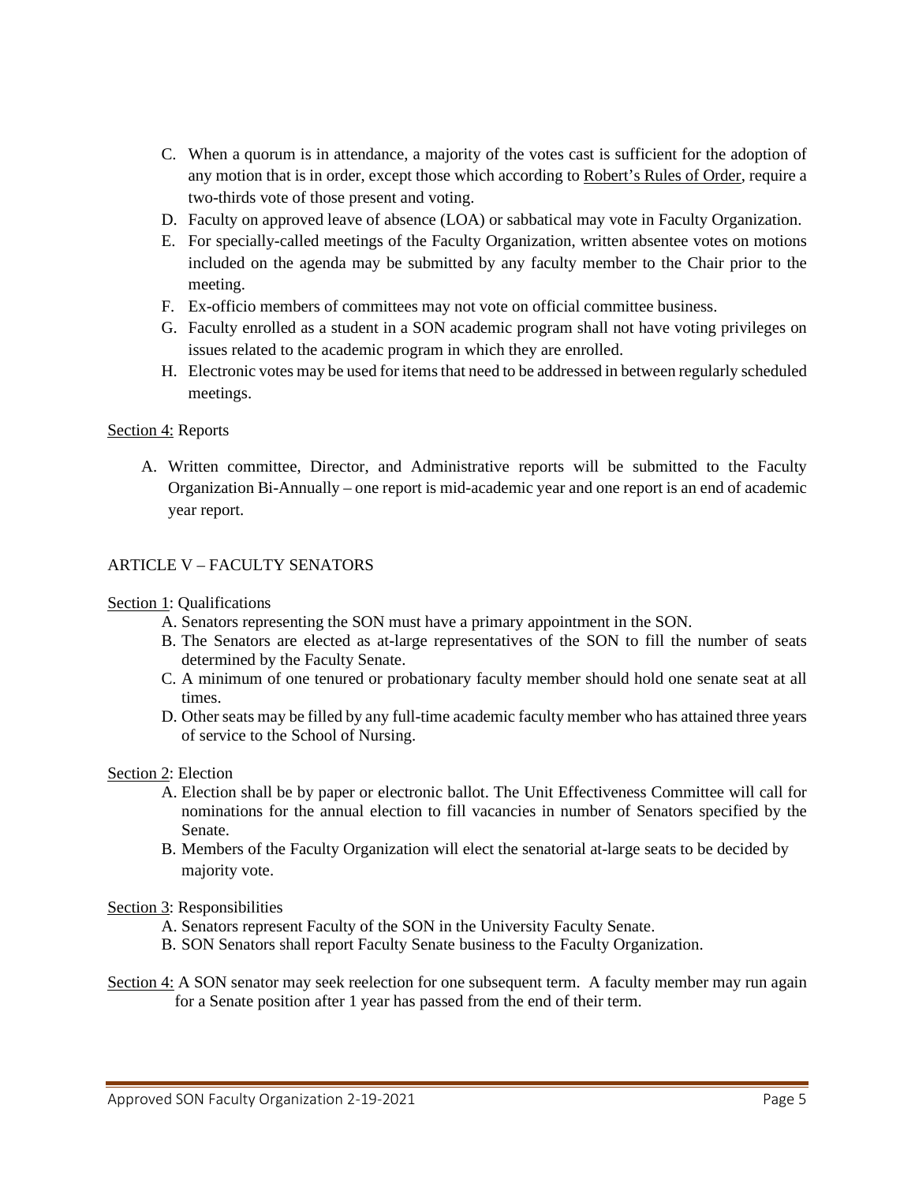C. When a quorum is in attendance, a majority of the votes cast is sufficient for the adoption of any motion that is in order, except those which according to Robert's Rules of Order, require a two-thirds vote of those present and voting.
D. Faculty on approved leave of absence (LOA) or sabbatical may vote in Faculty Organization.
E. For specially-called meetings of the Faculty Organization, written absentee votes on motions included on the agenda may be submitted by any faculty member to the Chair prior to the meeting.
F. Ex-officio members of committees may not vote on official committee business.
G. Faculty enrolled as a student in a SON academic program shall not have voting privileges on issues related to the academic program in which they are enrolled.
H. Electronic votes may be used for items that need to be addressed in between regularly scheduled meetings.

Section 4: Reports

A. Written committee, Director, and Administrative reports will be submitted to the Faculty Organization Bi-Annually – one report is mid-academic year and one report is an end of academic year report.

## ARTICLE V – FACULTY SENATORS

Section 1: Qualifications

A. Senators representing the SON must have a primary appointment in the SON.
B. The Senators are elected as at-large representatives of the SON to fill the number of seats determined by the Faculty Senate.
C. A minimum of one tenured or probationary faculty member should hold one senate seat at all times.
D. Other seats may be filled by any full-time academic faculty member who has attained three years of service to the School of Nursing.

Section 2: Election

A. Election shall be by paper or electronic ballot. The Unit Effectiveness Committee will call for nominations for the annual election to fill vacancies in number of Senators specified by the Senate.
B. Members of the Faculty Organization will elect the senatorial at-large seats to be decided by majority vote.

Section 3: Responsibilities

A. Senators represent Faculty of the SON in the University Faculty Senate.
B. SON Senators shall report Faculty Senate business to the Faculty Organization.

Section 4: A SON senator may seek reelection for one subsequent term. A faculty member may run again for a Senate position after 1 year has passed from the end of their term.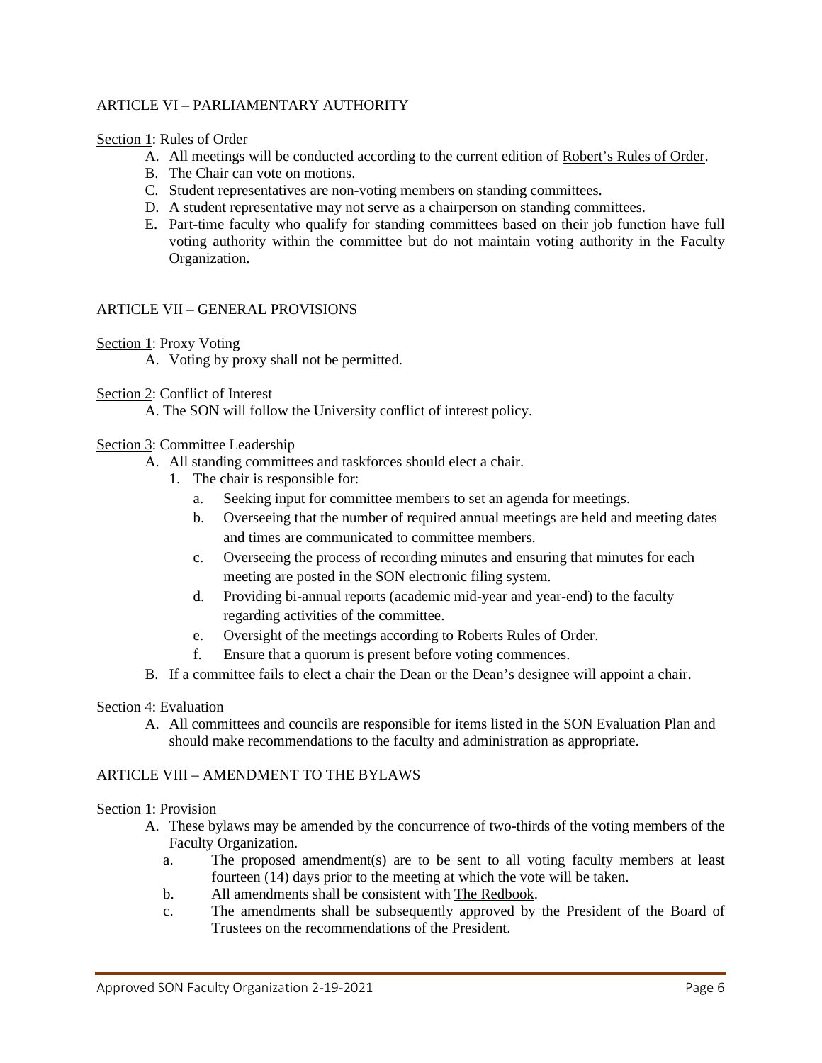## ARTICLE VI – PARLIAMENTARY AUTHORITY

Section 1: Rules of Order

A. All meetings will be conducted according to the current edition of Robert's Rules of Order.
B. The Chair can vote on motions.
C. Student representatives are non-voting members on standing committees.
D. A student representative may not serve as a chairperson on standing committees.
E. Part-time faculty who qualify for standing committees based on their job function have full voting authority within the committee but do not maintain voting authority in the Faculty Organization.

## ARTICLE VII – GENERAL PROVISIONS

Section 1: Proxy Voting

A. Voting by proxy shall not be permitted.

Section 2: Conflict of Interest

A. The SON will follow the University conflict of interest policy.

Section 3: Committee Leadership

A. All standing committees and taskforces should elect a chair.
   1. The chair is responsible for:
      a. Seeking input for committee members to set an agenda for meetings.
      b. Overseeing that the number of required annual meetings are held and meeting dates and times are communicated to committee members.
      c. Overseeing the process of recording minutes and ensuring that minutes for each meeting are posted in the SON electronic filing system.
      d. Providing bi-annual reports (academic mid-year and year-end) to the faculty regarding activities of the committee.
      e. Oversight of the meetings according to Roberts Rules of Order.
      f. Ensure that a quorum is present before voting commences.
B. If a committee fails to elect a chair the Dean or the Dean's designee will appoint a chair.

Section 4: Evaluation

A. All committees and councils are responsible for items listed in the SON Evaluation Plan and should make recommendations to the faculty and administration as appropriate.

## ARTICLE VIII – AMENDMENT TO THE BYLAWS

Section 1: Provision

A. These bylaws may be amended by the concurrence of two-thirds of the voting members of the Faculty Organization.
   a. The proposed amendment(s) are to be sent to all voting faculty members at least fourteen (14) days prior to the meeting at which the vote will be taken.
   b. All amendments shall be consistent with The Redbook.
   c. The amendments shall be subsequently approved by the President of the Board of Trustees on the recommendations of the President.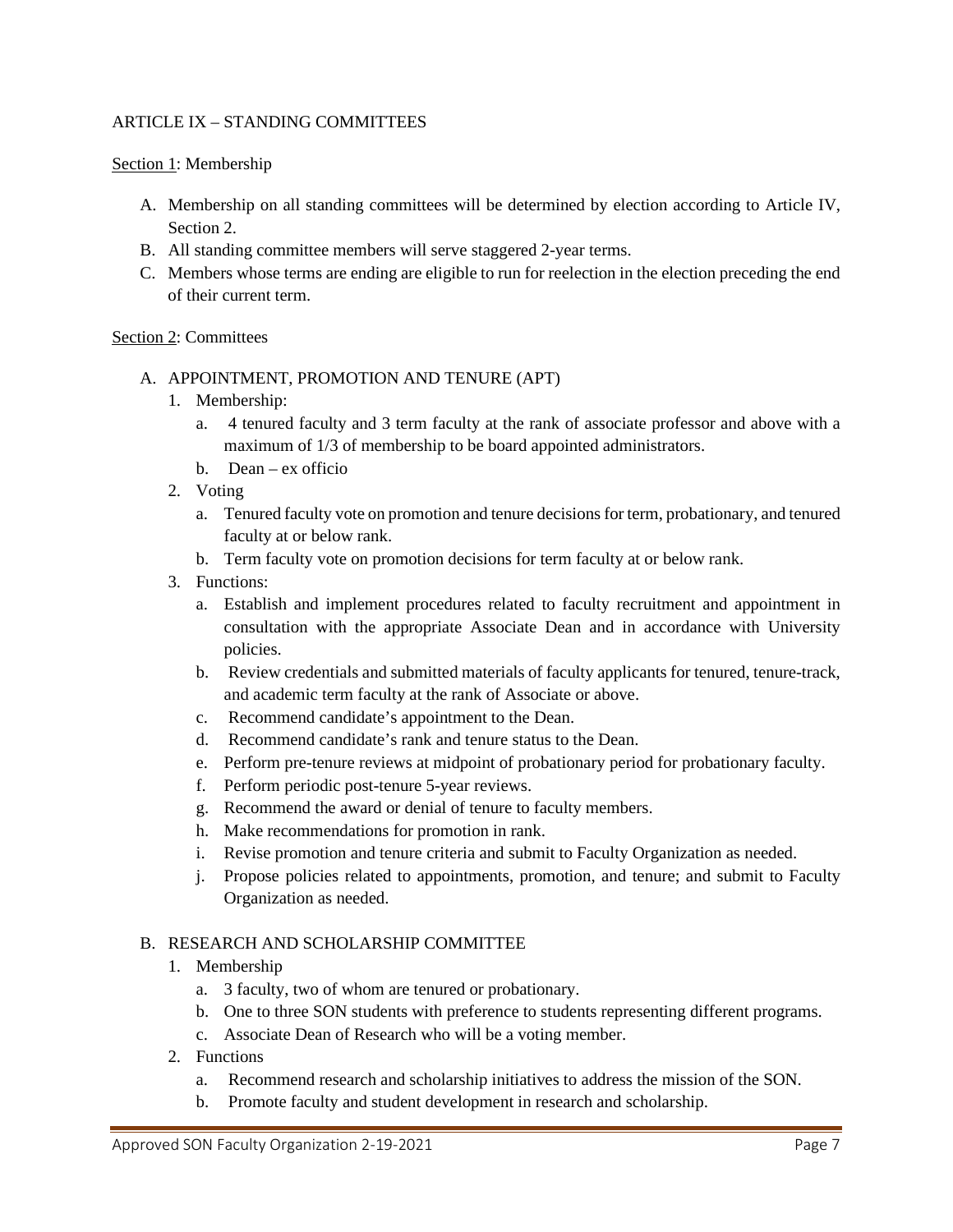## ARTICLE IX – STANDING COMMITTEES

Section 1: Membership

A. Membership on all standing committees will be determined by election according to Article IV, Section 2.
B. All standing committee members will serve staggered 2-year terms.
C. Members whose terms are ending are eligible to run for reelection in the election preceding the end of their current term.

Section 2: Committees

A. APPOINTMENT, PROMOTION AND TENURE (APT)
   1. Membership:
      a. 4 tenured faculty and 3 term faculty at the rank of associate professor and above with a maximum of 1/3 of membership to be board appointed administrators.
      b. Dean – ex officio
   2. Voting
      a. Tenured faculty vote on promotion and tenure decisions for term, probationary, and tenured faculty at or below rank.
      b. Term faculty vote on promotion decisions for term faculty at or below rank.
   3. Functions:
      a. Establish and implement procedures related to faculty recruitment and appointment in consultation with the appropriate Associate Dean and in accordance with University policies.
      b. Review credentials and submitted materials of faculty applicants for tenured, tenure-track, and academic term faculty at the rank of Associate or above.
      c. Recommend candidate's appointment to the Dean.
      d. Recommend candidate's rank and tenure status to the Dean.
      e. Perform pre-tenure reviews at midpoint of probationary period for probationary faculty.
      f. Perform periodic post-tenure 5-year reviews.
      g. Recommend the award or denial of tenure to faculty members.
      h. Make recommendations for promotion in rank.
      i. Revise promotion and tenure criteria and submit to Faculty Organization as needed.
      j. Propose policies related to appointments, promotion, and tenure; and submit to Faculty Organization as needed.

B. RESEARCH AND SCHOLARSHIP COMMITTEE
   1. Membership
      a. 3 faculty, two of whom are tenured or probationary.
      b. One to three SON students with preference to students representing different programs.
      c. Associate Dean of Research who will be a voting member.
   2. Functions
      a. Recommend research and scholarship initiatives to address the mission of the SON.
      b. Promote faculty and student development in research and scholarship.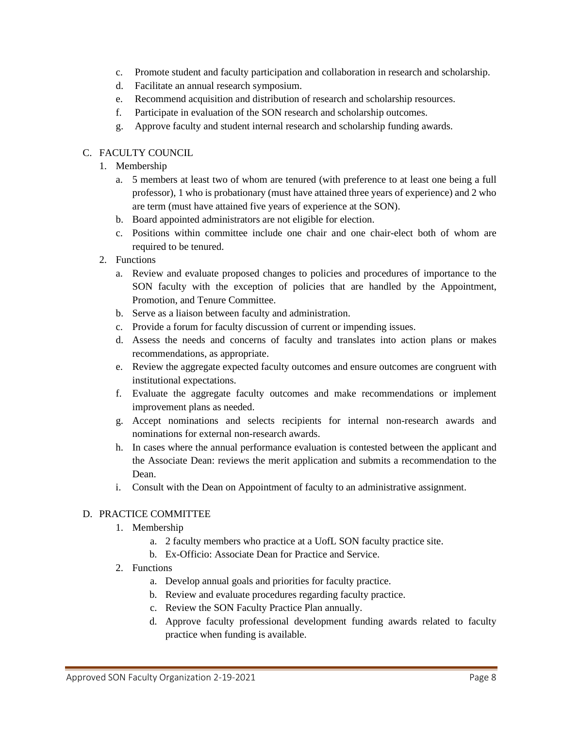c. Promote student and faculty participation and collaboration in research and scholarship.
d. Facilitate an annual research symposium.
e. Recommend acquisition and distribution of research and scholarship resources.
f. Participate in evaluation of the SON research and scholarship outcomes.
g. Approve faculty and student internal research and scholarship funding awards.

C. FACULTY COUNCIL

1. Membership
   a. 5 members at least two of whom are tenured (with preference to at least one being a full professor), 1 who is probationary (must have attained three years of experience) and 2 who are term (must have attained five years of experience at the SON).
   b. Board appointed administrators are not eligible for election.
   c. Positions within committee include one chair and one chair-elect both of whom are required to be tenured.
2. Functions
   a. Review and evaluate proposed changes to policies and procedures of importance to the SON faculty with the exception of policies that are handled by the Appointment, Promotion, and Tenure Committee.
   b. Serve as a liaison between faculty and administration.
   c. Provide a forum for faculty discussion of current or impending issues.
   d. Assess the needs and concerns of faculty and translates into action plans or makes recommendations, as appropriate.
   e. Review the aggregate expected faculty outcomes and ensure outcomes are congruent with institutional expectations.
   f. Evaluate the aggregate faculty outcomes and make recommendations or implement improvement plans as needed.
   g. Accept nominations and selects recipients for internal non-research awards and nominations for external non-research awards.
   h. In cases where the annual performance evaluation is contested between the applicant and the Associate Dean: reviews the merit application and submits a recommendation to the Dean.
   i. Consult with the Dean on Appointment of faculty to an administrative assignment.

D. PRACTICE COMMITTEE

1. Membership
   a. 2 faculty members who practice at a UofL SON faculty practice site.
   b. Ex-Officio: Associate Dean for Practice and Service.
2. Functions
   a. Develop annual goals and priorities for faculty practice.
   b. Review and evaluate procedures regarding faculty practice.
   c. Review the SON Faculty Practice Plan annually.
   d. Approve faculty professional development funding awards related to faculty practice when funding is available.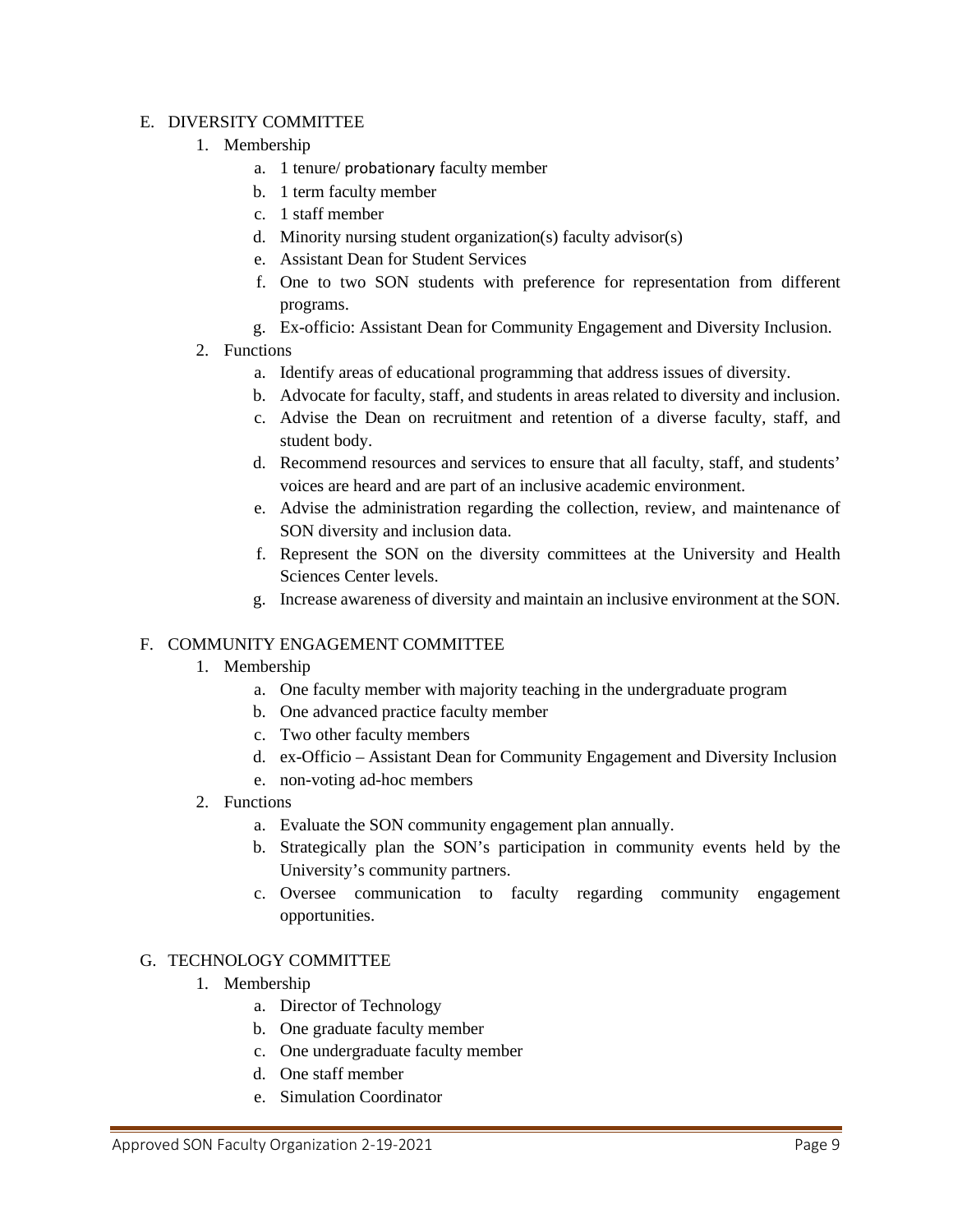E. DIVERSITY COMMITTEE

1. Membership
   a. 1 tenure/ probationary faculty member
   b. 1 term faculty member
   c. 1 staff member
   d. Minority nursing student organization(s) faculty advisor(s)
   e. Assistant Dean for Student Services
   f. One to two SON students with preference for representation from different programs.
   g. Ex-officio: Assistant Dean for Community Engagement and Diversity Inclusion.
2. Functions
   a. Identify areas of educational programming that address issues of diversity.
   b. Advocate for faculty, staff, and students in areas related to diversity and inclusion.
   c. Advise the Dean on recruitment and retention of a diverse faculty, staff, and student body.
   d. Recommend resources and services to ensure that all faculty, staff, and students' voices are heard and are part of an inclusive academic environment.
   e. Advise the administration regarding the collection, review, and maintenance of SON diversity and inclusion data.
   f. Represent the SON on the diversity committees at the University and Health Sciences Center levels.
   g. Increase awareness of diversity and maintain an inclusive environment at the SON.

F. COMMUNITY ENGAGEMENT COMMITTEE

1. Membership
   a. One faculty member with majority teaching in the undergraduate program
   b. One advanced practice faculty member
   c. Two other faculty members
   d. ex-Officio – Assistant Dean for Community Engagement and Diversity Inclusion
   e. non-voting ad-hoc members
2. Functions
   a. Evaluate the SON community engagement plan annually.
   b. Strategically plan the SON's participation in community events held by the University's community partners.
   c. Oversee communication to faculty regarding community engagement opportunities.

G. TECHNOLOGY COMMITTEE

1. Membership
   a. Director of Technology
   b. One graduate faculty member
   c. One undergraduate faculty member
   d. One staff member
   e. Simulation Coordinator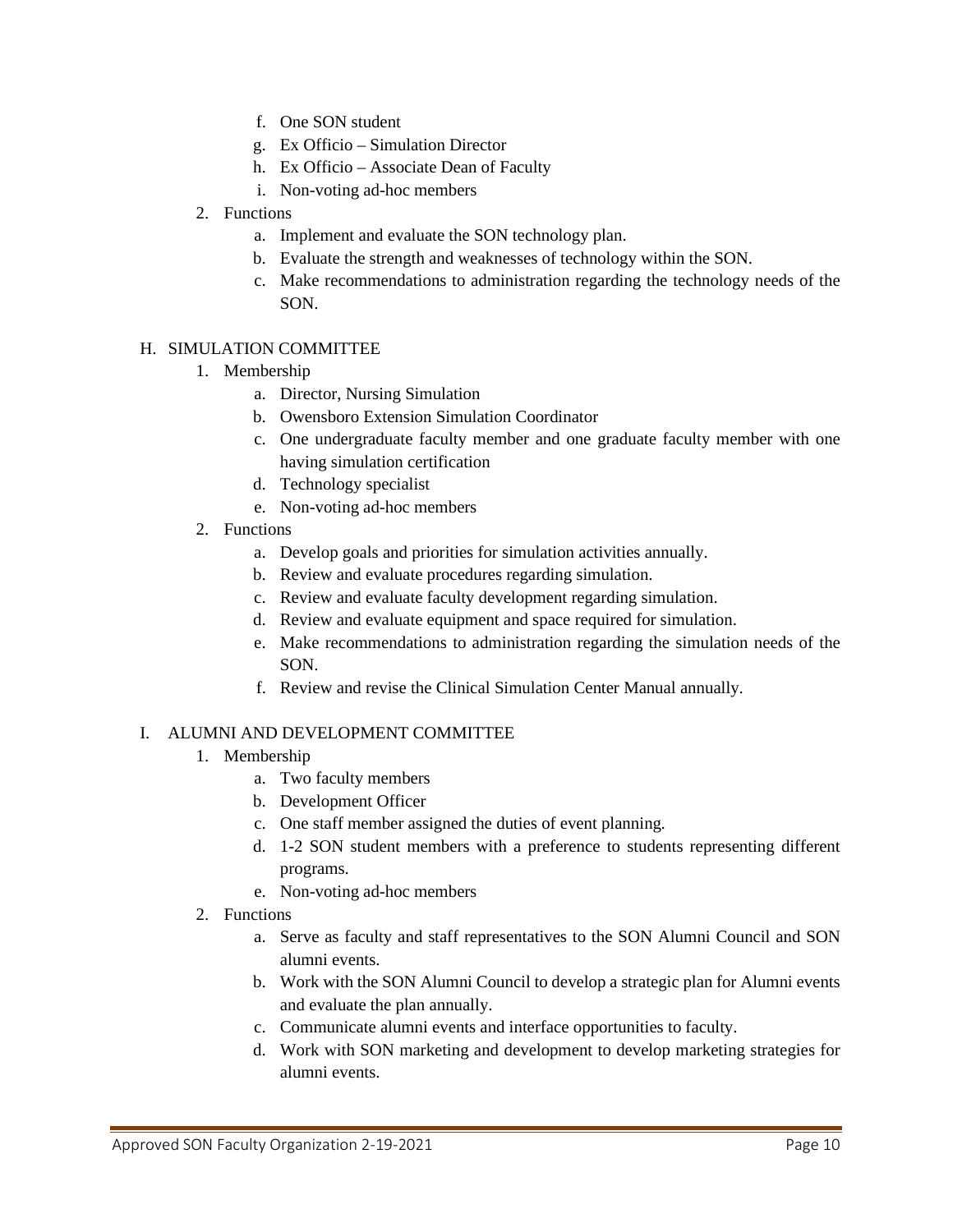f. One SON student
   g. Ex Officio – Simulation Director
   h. Ex Officio – Associate Dean of Faculty
   i. Non-voting ad-hoc members

2. Functions
   a. Implement and evaluate the SON technology plan.
   b. Evaluate the strength and weaknesses of technology within the SON.
   c. Make recommendations to administration regarding the technology needs of the SON.

H. SIMULATION COMMITTEE

1. Membership
   a. Director, Nursing Simulation
   b. Owensboro Extension Simulation Coordinator
   c. One undergraduate faculty member and one graduate faculty member with one having simulation certification
   d. Technology specialist
   e. Non-voting ad-hoc members
2. Functions
   a. Develop goals and priorities for simulation activities annually.
   b. Review and evaluate procedures regarding simulation.
   c. Review and evaluate faculty development regarding simulation.
   d. Review and evaluate equipment and space required for simulation.
   e. Make recommendations to administration regarding the simulation needs of the SON.
   f. Review and revise the Clinical Simulation Center Manual annually.

I. ALUMNI AND DEVELOPMENT COMMITTEE

1. Membership
   a. Two faculty members
   b. Development Officer
   c. One staff member assigned the duties of event planning.
   d. 1-2 SON student members with a preference to students representing different programs.
   e. Non-voting ad-hoc members
2. Functions
   a. Serve as faculty and staff representatives to the SON Alumni Council and SON alumni events.
   b. Work with the SON Alumni Council to develop a strategic plan for Alumni events and evaluate the plan annually.
   c. Communicate alumni events and interface opportunities to faculty.
   d. Work with SON marketing and development to develop marketing strategies for alumni events.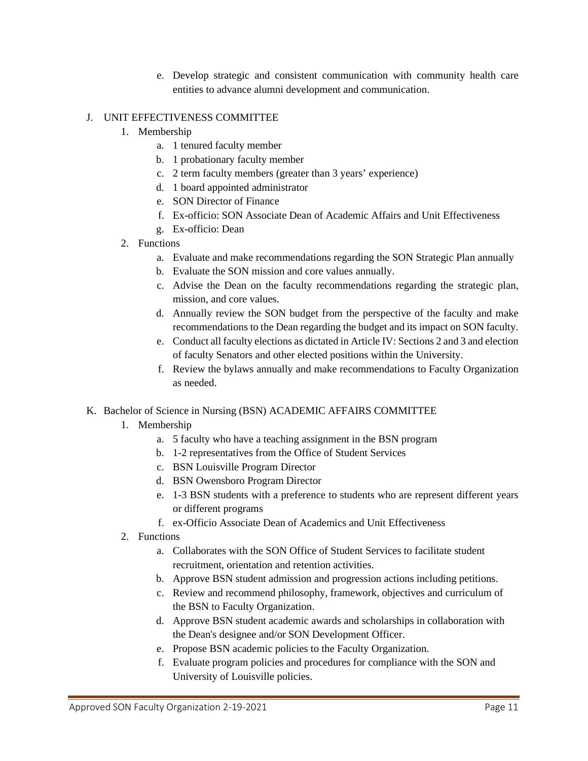e. Develop strategic and consistent communication with community health care entities to advance alumni development and communication.

J. UNIT EFFECTIVENESS COMMITTEE

1. Membership
   a. 1 tenured faculty member
   b. 1 probationary faculty member
   c. 2 term faculty members (greater than 3 years' experience)
   d. 1 board appointed administrator
   e. SON Director of Finance
   f. Ex-officio: SON Associate Dean of Academic Affairs and Unit Effectiveness
   g. Ex-officio: Dean
2. Functions
   a. Evaluate and make recommendations regarding the SON Strategic Plan annually
   b. Evaluate the SON mission and core values annually.
   c. Advise the Dean on the faculty recommendations regarding the strategic plan, mission, and core values.
   d. Annually review the SON budget from the perspective of the faculty and make recommendations to the Dean regarding the budget and its impact on SON faculty.
   e. Conduct all faculty elections as dictated in Article IV: Sections 2 and 3 and election of faculty Senators and other elected positions within the University.
   f. Review the bylaws annually and make recommendations to Faculty Organization as needed.

K. Bachelor of Science in Nursing (BSN) ACADEMIC AFFAIRS COMMITTEE

1. Membership
   a. 5 faculty who have a teaching assignment in the BSN program
   b. 1-2 representatives from the Office of Student Services
   c. BSN Louisville Program Director
   d. BSN Owensboro Program Director
   e. 1-3 BSN students with a preference to students who are represent different years or different programs
   f. ex-Officio Associate Dean of Academics and Unit Effectiveness
2. Functions
   a. Collaborates with the SON Office of Student Services to facilitate student recruitment, orientation and retention activities.
   b. Approve BSN student admission and progression actions including petitions.
   c. Review and recommend philosophy, framework, objectives and curriculum of the BSN to Faculty Organization.
   d. Approve BSN student academic awards and scholarships in collaboration with the Dean's designee and/or SON Development Officer.
   e. Propose BSN academic policies to the Faculty Organization.
   f. Evaluate program policies and procedures for compliance with the SON and University of Louisville policies.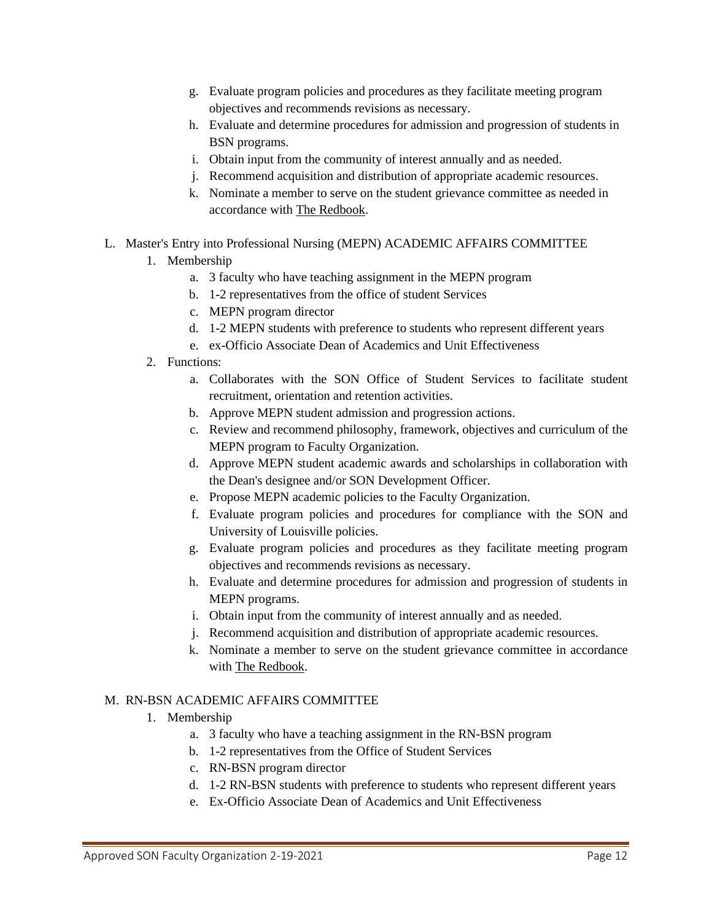g. Evaluate program policies and procedures as they facilitate meeting program objectives and recommends revisions as necessary.
h. Evaluate and determine procedures for admission and progression of students in BSN programs.
i. Obtain input from the community of interest annually and as needed.
j. Recommend acquisition and distribution of appropriate academic resources.
k. Nominate a member to serve on the student grievance committee as needed in accordance with The Redbook.

L. Master's Entry into Professional Nursing (MEPN) ACADEMIC AFFAIRS COMMITTEE

1. Membership
   a. 3 faculty who have teaching assignment in the MEPN program
   b. 1-2 representatives from the office of student Services
   c. MEPN program director
   d. 1-2 MEPN students with preference to students who represent different years
   e. ex-Officio Associate Dean of Academics and Unit Effectiveness
2. Functions:
   a. Collaborates with the SON Office of Student Services to facilitate student recruitment, orientation and retention activities.
   b. Approve MEPN student admission and progression actions.
   c. Review and recommend philosophy, framework, objectives and curriculum of the MEPN program to Faculty Organization.
   d. Approve MEPN student academic awards and scholarships in collaboration with the Dean's designee and/or SON Development Officer.
   e. Propose MEPN academic policies to the Faculty Organization.
   f. Evaluate program policies and procedures for compliance with the SON and University of Louisville policies.
   g. Evaluate program policies and procedures as they facilitate meeting program objectives and recommends revisions as necessary.
   h. Evaluate and determine procedures for admission and progression of students in MEPN programs.
   i. Obtain input from the community of interest annually and as needed.
   j. Recommend acquisition and distribution of appropriate academic resources.
   k. Nominate a member to serve on the student grievance committee in accordance with The Redbook.

M. RN-BSN ACADEMIC AFFAIRS COMMITTEE

1. Membership
   a. 3 faculty who have a teaching assignment in the RN-BSN program
   b. 1-2 representatives from the Office of Student Services
   c. RN-BSN program director
   d. 1-2 RN-BSN students with preference to students who represent different years
   e. Ex-Officio Associate Dean of Academics and Unit Effectiveness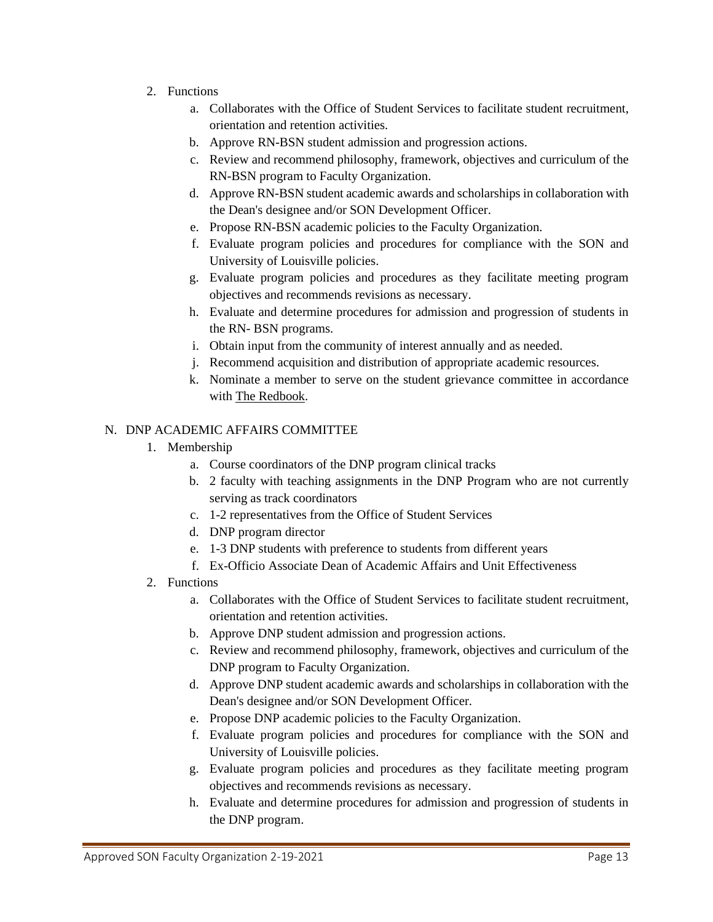2. Functions
    a. Collaborates with the Office of Student Services to facilitate student recruitment, orientation and retention activities.
    b. Approve RN-BSN student admission and progression actions.
    c. Review and recommend philosophy, framework, objectives and curriculum of the RN-BSN program to Faculty Organization.
    d. Approve RN-BSN student academic awards and scholarships in collaboration with the Dean's designee and/or SON Development Officer.
    e. Propose RN-BSN academic policies to the Faculty Organization.
    f. Evaluate program policies and procedures for compliance with the SON and University of Louisville policies.
    g. Evaluate program policies and procedures as they facilitate meeting program objectives and recommends revisions as necessary.
    h. Evaluate and determine procedures for admission and progression of students in the RN- BSN programs.
    i. Obtain input from the community of interest annually and as needed.
    j. Recommend acquisition and distribution of appropriate academic resources.
    k. Nominate a member to serve on the student grievance committee in accordance with The Redbook.

N. DNP ACADEMIC AFFAIRS COMMITTEE

1. Membership
    a. Course coordinators of the DNP program clinical tracks
    b. 2 faculty with teaching assignments in the DNP Program who are not currently serving as track coordinators
    c. 1-2 representatives from the Office of Student Services
    d. DNP program director
    e. 1-3 DNP students with preference to students from different years
    f. Ex-Officio Associate Dean of Academic Affairs and Unit Effectiveness
2. Functions
    a. Collaborates with the Office of Student Services to facilitate student recruitment, orientation and retention activities.
    b. Approve DNP student admission and progression actions.
    c. Review and recommend philosophy, framework, objectives and curriculum of the DNP program to Faculty Organization.
    d. Approve DNP student academic awards and scholarships in collaboration with the Dean's designee and/or SON Development Officer.
    e. Propose DNP academic policies to the Faculty Organization.
    f. Evaluate program policies and procedures for compliance with the SON and University of Louisville policies.
    g. Evaluate program policies and procedures as they facilitate meeting program objectives and recommends revisions as necessary.
    h. Evaluate and determine procedures for admission and progression of students in the DNP program.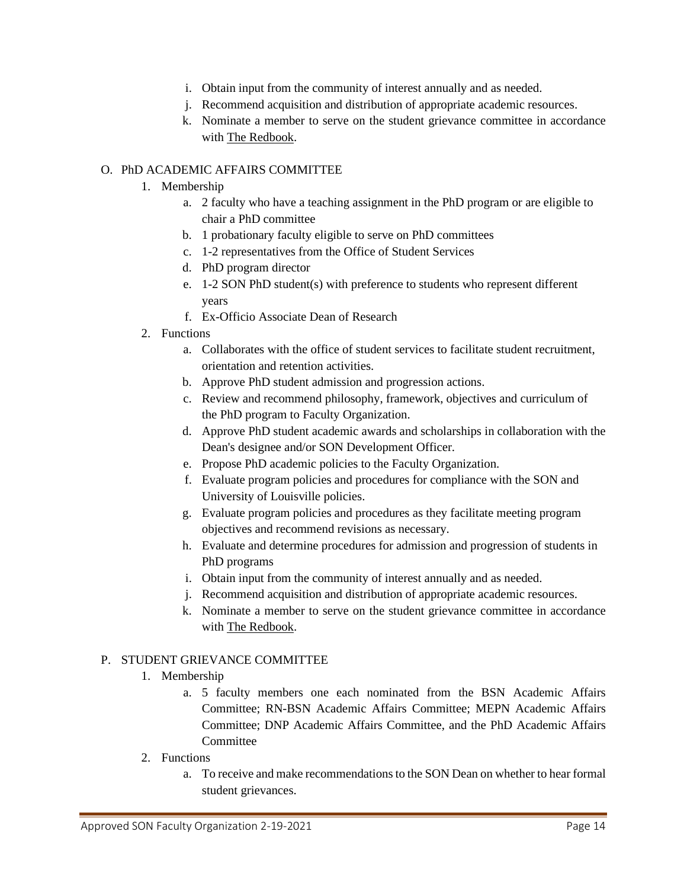i. Obtain input from the community of interest annually and as needed.
   j. Recommend acquisition and distribution of appropriate academic resources.
   k. Nominate a member to serve on the student grievance committee in accordance with The Redbook.

O. PhD ACADEMIC AFFAIRS COMMITTEE

1. Membership
   a. 2 faculty who have a teaching assignment in the PhD program or are eligible to chair a PhD committee
   b. 1 probationary faculty eligible to serve on PhD committees
   c. 1-2 representatives from the Office of Student Services
   d. PhD program director
   e. 1-2 SON PhD student(s) with preference to students who represent different years
   f. Ex-Officio Associate Dean of Research
2. Functions
   a. Collaborates with the office of student services to facilitate student recruitment, orientation and retention activities.
   b. Approve PhD student admission and progression actions.
   c. Review and recommend philosophy, framework, objectives and curriculum of the PhD program to Faculty Organization.
   d. Approve PhD student academic awards and scholarships in collaboration with the Dean's designee and/or SON Development Officer.
   e. Propose PhD academic policies to the Faculty Organization.
   f. Evaluate program policies and procedures for compliance with the SON and University of Louisville policies.
   g. Evaluate program policies and procedures as they facilitate meeting program objectives and recommend revisions as necessary.
   h. Evaluate and determine procedures for admission and progression of students in PhD programs
   i. Obtain input from the community of interest annually and as needed.
   j. Recommend acquisition and distribution of appropriate academic resources.
   k. Nominate a member to serve on the student grievance committee in accordance with The Redbook.

P. STUDENT GRIEVANCE COMMITTEE

1. Membership
   a. 5 faculty members one each nominated from the BSN Academic Affairs Committee; RN-BSN Academic Affairs Committee; MEPN Academic Affairs Committee; DNP Academic Affairs Committee, and the PhD Academic Affairs Committee
2. Functions
   a. To receive and make recommendations to the SON Dean on whether to hear formal student grievances.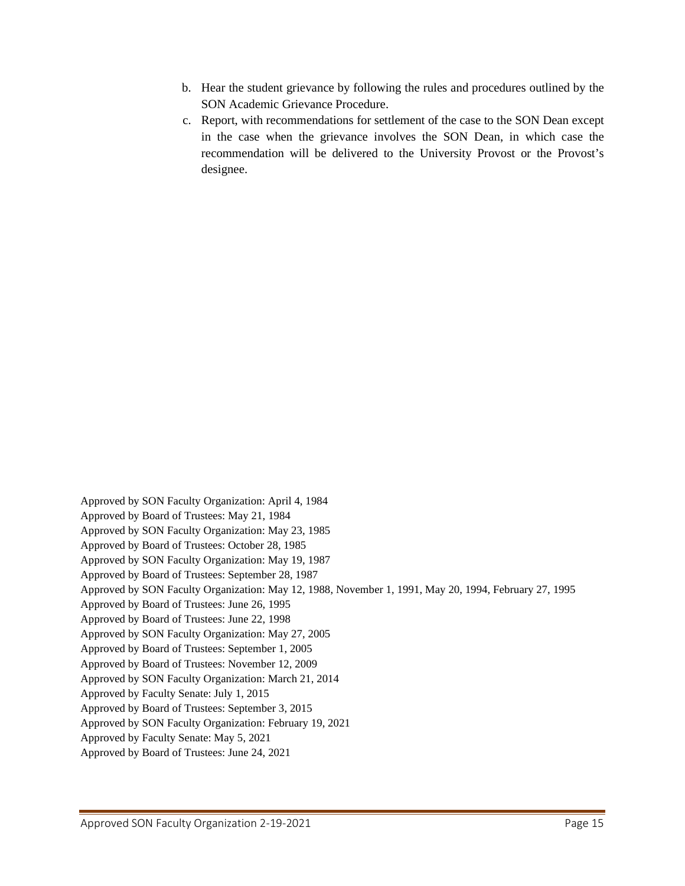b. Hear the student grievance by following the rules and procedures outlined by the SON Academic Grievance Procedure.
c. Report, with recommendations for settlement of the case to the SON Dean except in the case when the grievance involves the SON Dean, in which case the recommendation will be delivered to the University Provost or the Provost's designee.

Approved by SON Faculty Organization: April 4, 1984
Approved by Board of Trustees: May 21, 1984
Approved by SON Faculty Organization: May 23, 1985
Approved by Board of Trustees: October 28, 1985
Approved by SON Faculty Organization: May 19, 1987
Approved by Board of Trustees: September 28, 1987
Approved by SON Faculty Organization: May 12, 1988, November 1, 1991, May 20, 1994, February 27, 1995
Approved by Board of Trustees: June 26, 1995
Approved by Board of Trustees: June 22, 1998
Approved by SON Faculty Organization: May 27, 2005
Approved by Board of Trustees: September 1, 2005
Approved by Board of Trustees: November 12, 2009
Approved by SON Faculty Organization: March 21, 2014
Approved by Faculty Senate: July 1, 2015
Approved by Board of Trustees: September 3, 2015
Approved by SON Faculty Organization: February 19, 2021
Approved by Faculty Senate: May 5, 2021
Approved by Board of Trustees: June 24, 2021